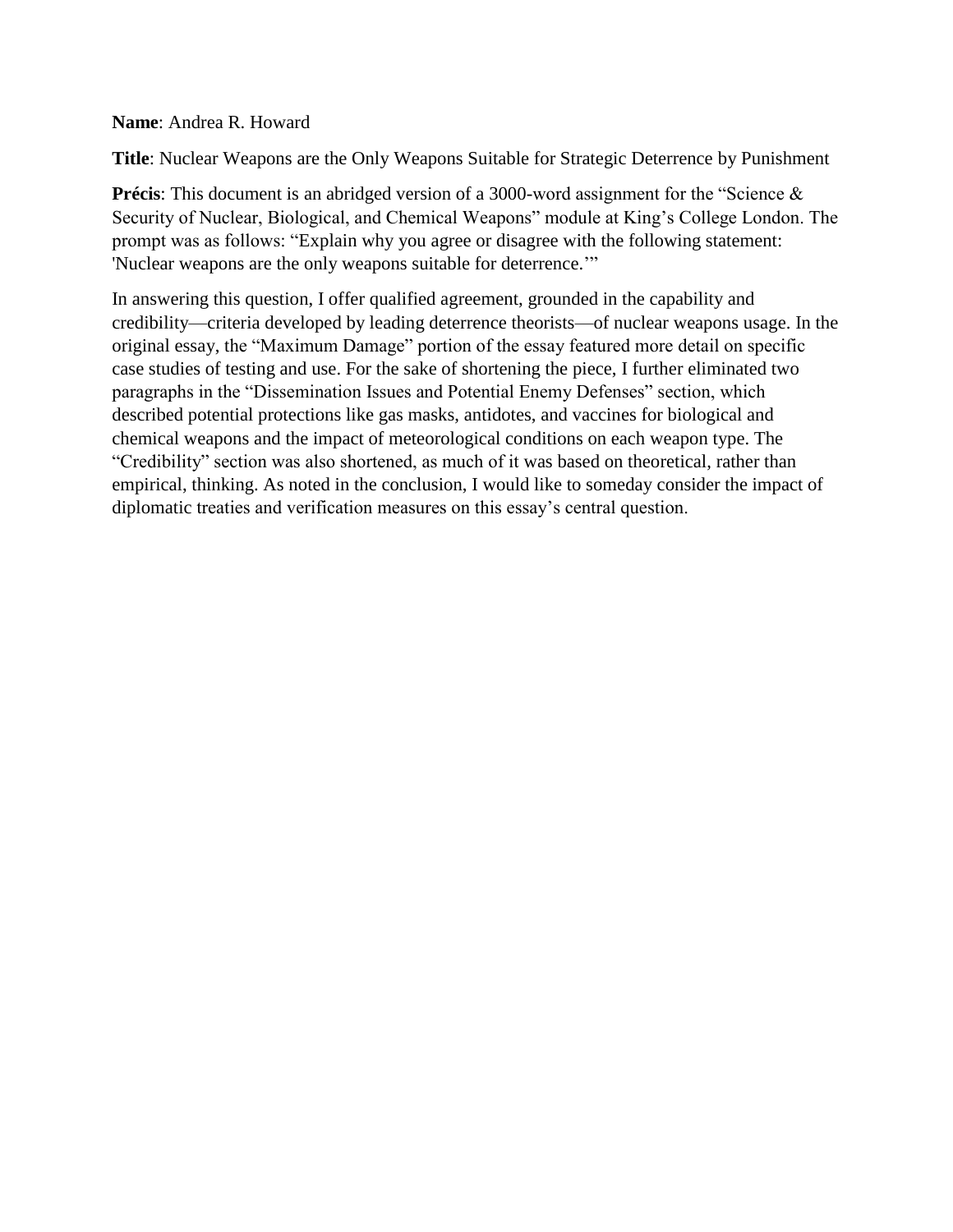**Name**: Andrea R. Howard

**Title**: Nuclear Weapons are the Only Weapons Suitable for Strategic Deterrence by Punishment

**Précis**: This document is an abridged version of a 3000-word assignment for the "Science & Security of Nuclear, Biological, and Chemical Weapons" module at King's College London. The prompt was as follows: "Explain why you agree or disagree with the following statement: 'Nuclear weapons are the only weapons suitable for deterrence.'"

In answering this question, I offer qualified agreement, grounded in the capability and credibility—criteria developed by leading deterrence theorists—of nuclear weapons usage. In the original essay, the "Maximum Damage" portion of the essay featured more detail on specific case studies of testing and use. For the sake of shortening the piece, I further eliminated two paragraphs in the "Dissemination Issues and Potential Enemy Defenses" section, which described potential protections like gas masks, antidotes, and vaccines for biological and chemical weapons and the impact of meteorological conditions on each weapon type. The "Credibility" section was also shortened, as much of it was based on theoretical, rather than empirical, thinking. As noted in the conclusion, I would like to someday consider the impact of diplomatic treaties and verification measures on this essay's central question.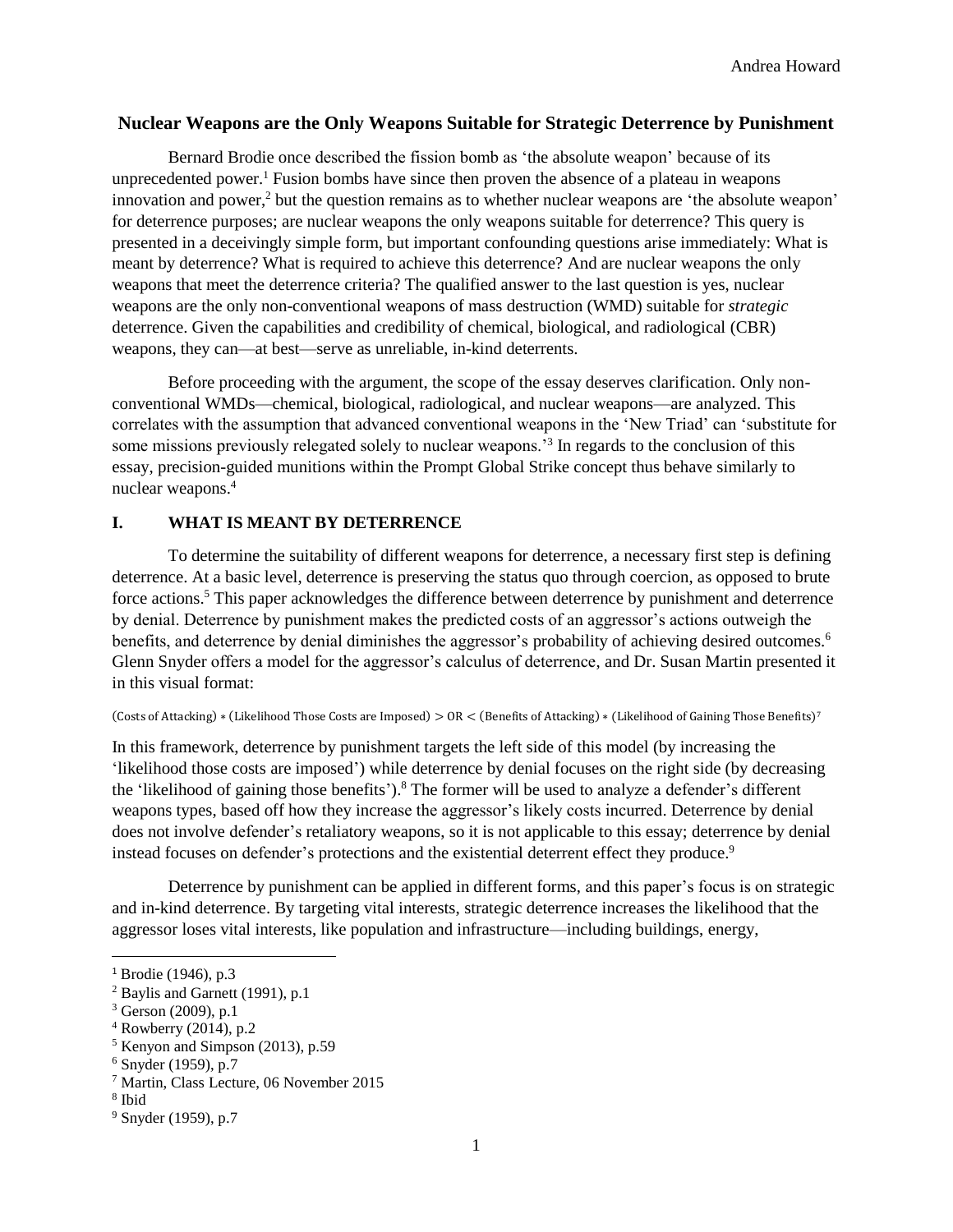## Nuclear Weapons are the Only Weapons Suitable for Strategic Deterrence by Punishment

Bernard Brodie once described the fission bomb as 'the absolute weapon' because of its unprecedented power.[1] Fusion bombs have since then proven the absence of a plateau in weapons innovation and power,[2] but the question remains as to whether nuclear weapons are 'the absolute weapon' for deterrence purposes; are nuclear weapons the only weapons suitable for deterrence? This query is presented in a deceivingly simple form, but important confounding questions arise immediately: What is meant by deterrence? What is required to achieve this deterrence? And are nuclear weapons the only weapons that meet the deterrence criteria? The qualified answer to the last question is yes, nuclear weapons are the only non-conventional weapons of mass destruction (WMD) suitable for *strategic* deterrence. Given the capabilities and credibility of chemical, biological, and radiological (CBR) weapons, they can—at best—serve as unreliable, in-kind deterrents.

Before proceeding with the argument, the scope of the essay deserves clarification. Only non-conventional WMDs—chemical, biological, radiological, and nuclear weapons—are analyzed. This correlates with the assumption that advanced conventional weapons in the 'New Triad' can 'substitute for some missions previously relegated solely to nuclear weapons.'[3] In regards to the conclusion of this essay, precision-guided munitions within the Prompt Global Strike concept thus behave similarly to nuclear weapons.[4]

### I. WHAT IS MEANT BY DETERRENCE

To determine the suitability of different weapons for deterrence, a necessary first step is defining deterrence. At a basic level, deterrence is preserving the status quo through coercion, as opposed to brute force actions.[5] This paper acknowledges the difference between deterrence by punishment and deterrence by denial. Deterrence by punishment makes the predicted costs of an aggressor's actions outweigh the benefits, and deterrence by denial diminishes the aggressor's probability of achieving desired outcomes.[6] Glenn Snyder offers a model for the aggressor's calculus of deterrence, and Dr. Susan Martin presented it in this visual format:

$$(\text{Costs of Attacking}) * (\text{Likelihood Those Costs are Imposed}) > \text{OR} < (\text{Benefits of Attacking}) * (\text{Likelihood of Gaining Those Benefits})$$ [7]

In this framework, deterrence by punishment targets the left side of this model (by increasing the 'likelihood those costs are imposed') while deterrence by denial focuses on the right side (by decreasing the 'likelihood of gaining those benefits').[8] The former will be used to analyze a defender's different weapons types, based off how they increase the aggressor's likely costs incurred. Deterrence by denial does not involve defender's retaliatory weapons, so it is not applicable to this essay; deterrence by denial instead focuses on defender's protections and the existential deterrent effect they produce.[9]

Deterrence by punishment can be applied in different forms, and this paper's focus is on strategic and in-kind deterrence. By targeting vital interests, strategic deterrence increases the likelihood that the aggressor loses vital interests, like population and infrastructure—including buildings, energy,

---

[1] Brodie (1946), p.3
[2] Baylis and Garnett (1991), p.1
[3] Gerson (2009), p.1
[4] Rowberry (2014), p.2
[5] Kenyon and Simpson (2013), p.59
[6] Snyder (1959), p.7
[7] Martin, Class Lecture, 06 November 2015
[8] Ibid
[9] Snyder (1959), p.7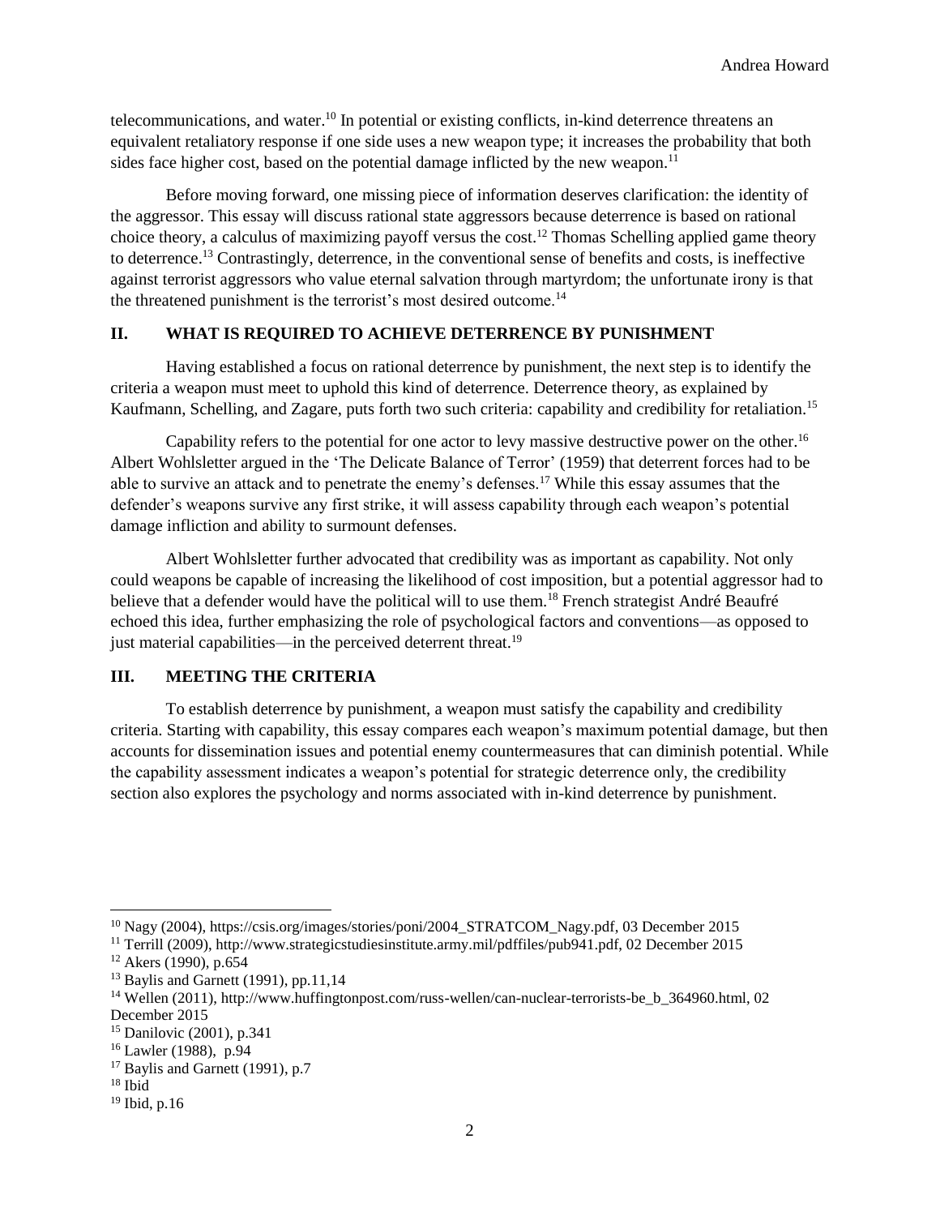telecommunications, and water.[10] In potential or existing conflicts, in-kind deterrence threatens an equivalent retaliatory response if one side uses a new weapon type; it increases the probability that both sides face higher cost, based on the potential damage inflicted by the new weapon.[11]

Before moving forward, one missing piece of information deserves clarification: the identity of the aggressor. This essay will discuss rational state aggressors because deterrence is based on rational choice theory, a calculus of maximizing payoff versus the cost.[12] Thomas Schelling applied game theory to deterrence.[13] Contrastingly, deterrence, in the conventional sense of benefits and costs, is ineffective against terrorist aggressors who value eternal salvation through martyrdom; the unfortunate irony is that the threatened punishment is the terrorist's most desired outcome.[14]

## II. WHAT IS REQUIRED TO ACHIEVE DETERRENCE BY PUNISHMENT

Having established a focus on rational deterrence by punishment, the next step is to identify the criteria a weapon must meet to uphold this kind of deterrence. Deterrence theory, as explained by Kaufmann, Schelling, and Zagare, puts forth two such criteria: capability and credibility for retaliation.[15]

Capability refers to the potential for one actor to levy massive destructive power on the other.[16] Albert Wohlsletter argued in the 'The Delicate Balance of Terror' (1959) that deterrent forces had to be able to survive an attack and to penetrate the enemy's defenses.[17] While this essay assumes that the defender's weapons survive any first strike, it will assess capability through each weapon's potential damage infliction and ability to surmount defenses.

Albert Wohlsletter further advocated that credibility was as important as capability. Not only could weapons be capable of increasing the likelihood of cost imposition, but a potential aggressor had to believe that a defender would have the political will to use them.[18] French strategist André Beaufré echoed this idea, further emphasizing the role of psychological factors and conventions—as opposed to just material capabilities—in the perceived deterrent threat.[19]

## III. MEETING THE CRITERIA

To establish deterrence by punishment, a weapon must satisfy the capability and credibility criteria. Starting with capability, this essay compares each weapon's maximum potential damage, but then accounts for dissemination issues and potential enemy countermeasures that can diminish potential. While the capability assessment indicates a weapon's potential for strategic deterrence only, the credibility section also explores the psychology and norms associated with in-kind deterrence by punishment.

---

[10] Nagy (2004), https://csis.org/images/stories/poni/2004_STRATCOM_Nagy.pdf, 03 December 2015

[11] Terrill (2009), http://www.strategicstudiesinstitute.army.mil/pdffiles/pub941.pdf, 02 December 2015

[12] Akers (1990), p.654

[13] Baylis and Garnett (1991), pp.11,14

[14] Wellen (2011), http://www.huffingtonpost.com/russ-wellen/can-nuclear-terrorists-be_b_364960.html, 02 December 2015

[15] Danilovic (2001), p.341

[16] Lawler (1988), p.94

[17] Baylis and Garnett (1991), p.7

[18] Ibid

[19] Ibid, p.16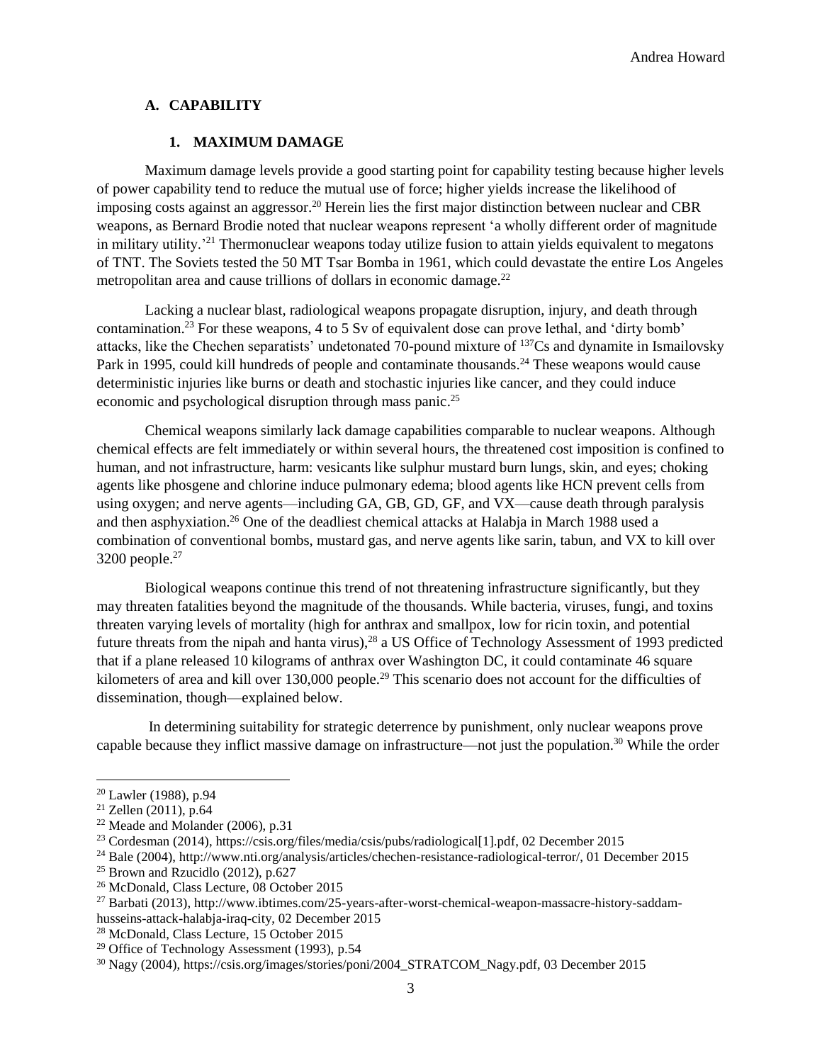## A. CAPABILITY

### 1. MAXIMUM DAMAGE

Maximum damage levels provide a good starting point for capability testing because higher levels of power capability tend to reduce the mutual use of force; higher yields increase the likelihood of imposing costs against an aggressor.[20] Herein lies the first major distinction between nuclear and CBR weapons, as Bernard Brodie noted that nuclear weapons represent 'a wholly different order of magnitude in military utility.'[21] Thermonuclear weapons today utilize fusion to attain yields equivalent to megatons of TNT. The Soviets tested the 50 MT Tsar Bomba in 1961, which could devastate the entire Los Angeles metropolitan area and cause trillions of dollars in economic damage.[22]

Lacking a nuclear blast, radiological weapons propagate disruption, injury, and death through contamination.[23] For these weapons, 4 to 5 Sv of equivalent dose can prove lethal, and 'dirty bomb' attacks, like the Chechen separatists' undetonated 70-pound mixture of $^{137}$Cs and dynamite in Ismailovsky Park in 1995, could kill hundreds of people and contaminate thousands.[24] These weapons would cause deterministic injuries like burns or death and stochastic injuries like cancer, and they could induce economic and psychological disruption through mass panic.[25]

Chemical weapons similarly lack damage capabilities comparable to nuclear weapons. Although chemical effects are felt immediately or within several hours, the threatened cost imposition is confined to human, and not infrastructure, harm: vesicants like sulphur mustard burn lungs, skin, and eyes; choking agents like phosgene and chlorine induce pulmonary edema; blood agents like HCN prevent cells from using oxygen; and nerve agents—including GA, GB, GD, GF, and VX—cause death through paralysis and then asphyxiation.[26] One of the deadliest chemical attacks at Halabja in March 1988 used a combination of conventional bombs, mustard gas, and nerve agents like sarin, tabun, and VX to kill over 3200 people.[27]

Biological weapons continue this trend of not threatening infrastructure significantly, but they may threaten fatalities beyond the magnitude of the thousands. While bacteria, viruses, fungi, and toxins threaten varying levels of mortality (high for anthrax and smallpox, low for ricin toxin, and potential future threats from the nipah and hanta virus),[28] a US Office of Technology Assessment of 1993 predicted that if a plane released 10 kilograms of anthrax over Washington DC, it could contaminate 46 square kilometers of area and kill over 130,000 people.[29] This scenario does not account for the difficulties of dissemination, though—explained below.

In determining suitability for strategic deterrence by punishment, only nuclear weapons prove capable because they inflict massive damage on infrastructure—not just the population.[30] While the order

---

[20] Lawler (1988), p.94
[21] Zellen (2011), p.64
[22] Meade and Molander (2006), p.31
[23] Cordesman (2014), https://csis.org/files/media/csis/pubs/radiological[1].pdf, 02 December 2015
[24] Bale (2004), http://www.nti.org/analysis/articles/chechen-resistance-radiological-terror/, 01 December 2015
[25] Brown and Rzucidlo (2012), p.627
[26] McDonald, Class Lecture, 08 October 2015
[27] Barbati (2013), http://www.ibtimes.com/25-years-after-worst-chemical-weapon-massacre-history-saddam-husseins-attack-halabja-iraq-city, 02 December 2015
[28] McDonald, Class Lecture, 15 October 2015
[29] Office of Technology Assessment (1993), p.54
[30] Nagy (2004), https://csis.org/images/stories/poni/2004_STRATCOM_Nagy.pdf, 03 December 2015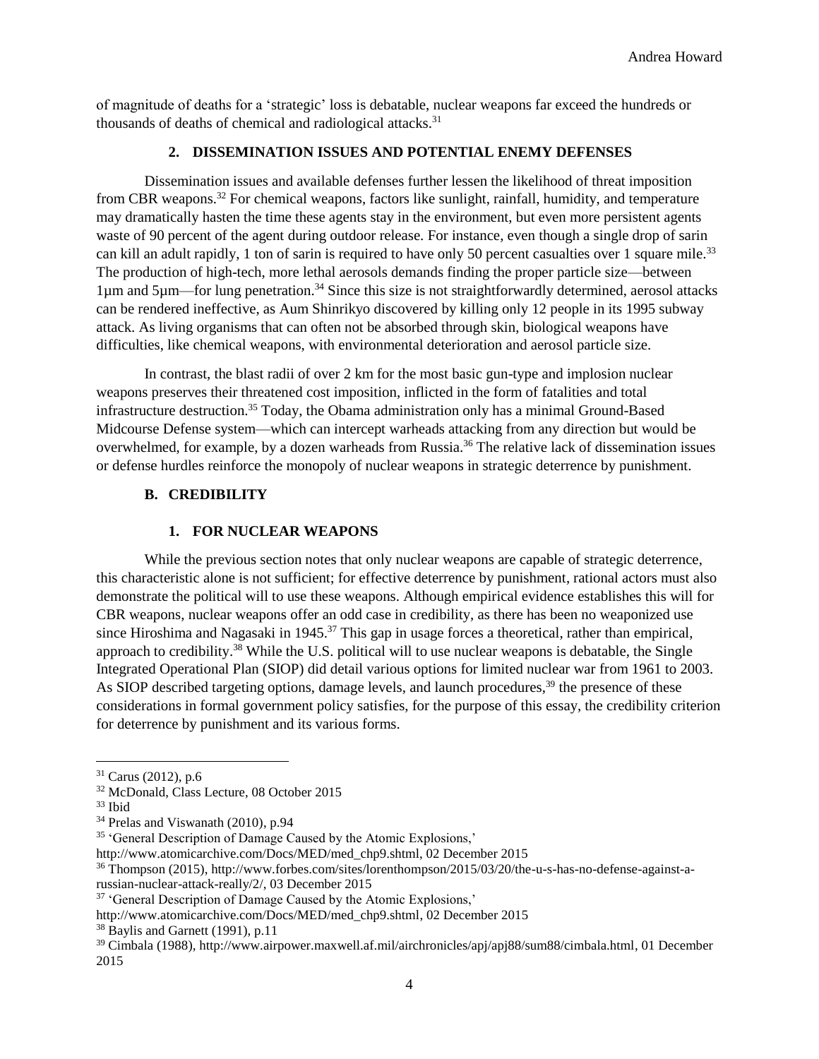of magnitude of deaths for a 'strategic' loss is debatable, nuclear weapons far exceed the hundreds or thousands of deaths of chemical and radiological attacks.[31]

### 2. DISSEMINATION ISSUES AND POTENTIAL ENEMY DEFENSES

Dissemination issues and available defenses further lessen the likelihood of threat imposition from CBR weapons.[32] For chemical weapons, factors like sunlight, rainfall, humidity, and temperature may dramatically hasten the time these agents stay in the environment, but even more persistent agents waste of 90 percent of the agent during outdoor release. For instance, even though a single drop of sarin can kill an adult rapidly, 1 ton of sarin is required to have only 50 percent casualties over 1 square mile.[33] The production of high-tech, more lethal aerosols demands finding the proper particle size—between 1μm and 5μm—for lung penetration.[34] Since this size is not straightforwardly determined, aerosol attacks can be rendered ineffective, as Aum Shinrikyo discovered by killing only 12 people in its 1995 subway attack. As living organisms that can often not be absorbed through skin, biological weapons have difficulties, like chemical weapons, with environmental deterioration and aerosol particle size.

In contrast, the blast radii of over 2 km for the most basic gun-type and implosion nuclear weapons preserves their threatened cost imposition, inflicted in the form of fatalities and total infrastructure destruction.[35] Today, the Obama administration only has a minimal Ground-Based Midcourse Defense system—which can intercept warheads attacking from any direction but would be overwhelmed, for example, by a dozen warheads from Russia.[36] The relative lack of dissemination issues or defense hurdles reinforce the monopoly of nuclear weapons in strategic deterrence by punishment.

## B. CREDIBILITY

### 1. FOR NUCLEAR WEAPONS

While the previous section notes that only nuclear weapons are capable of strategic deterrence, this characteristic alone is not sufficient; for effective deterrence by punishment, rational actors must also demonstrate the political will to use these weapons. Although empirical evidence establishes this will for CBR weapons, nuclear weapons offer an odd case in credibility, as there has been no weaponized use since Hiroshima and Nagasaki in 1945.[37] This gap in usage forces a theoretical, rather than empirical, approach to credibility.[38] While the U.S. political will to use nuclear weapons is debatable, the Single Integrated Operational Plan (SIOP) did detail various options for limited nuclear war from 1961 to 2003. As SIOP described targeting options, damage levels, and launch procedures,[39] the presence of these considerations in formal government policy satisfies, for the purpose of this essay, the credibility criterion for deterrence by punishment and its various forms.

---

[31] Carus (2012), p.6

[32] McDonald, Class Lecture, 08 October 2015

[33] Ibid

[34] Prelas and Viswanath (2010), p.94

[35] 'General Description of Damage Caused by the Atomic Explosions,' http://www.atomicarchive.com/Docs/MED/med_chp9.shtml, 02 December 2015

[36] Thompson (2015), http://www.forbes.com/sites/lorenthompson/2015/03/20/the-u-s-has-no-defense-against-a-russian-nuclear-attack-really/2/, 03 December 2015

[37] 'General Description of Damage Caused by the Atomic Explosions,' http://www.atomicarchive.com/Docs/MED/med_chp9.shtml, 02 December 2015

[38] Baylis and Garnett (1991), p.11

[39] Cimbala (1988), http://www.airpower.maxwell.af.mil/airchronicles/apj/apj88/sum88/cimbala.html, 01 December 2015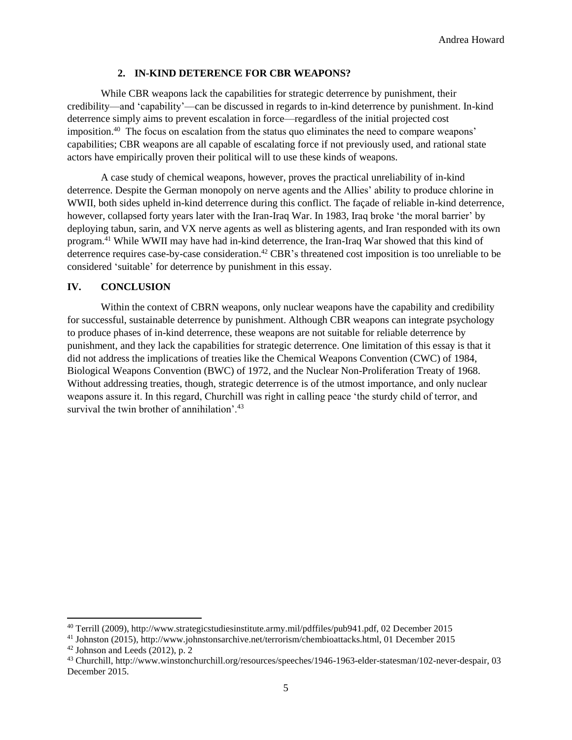### 2. IN-KIND DETERENCE FOR CBR WEAPONS?

While CBR weapons lack the capabilities for strategic deterrence by punishment, their credibility—and 'capability'—can be discussed in regards to in-kind deterrence by punishment. In-kind deterrence simply aims to prevent escalation in force—regardless of the initial projected cost imposition.[40] The focus on escalation from the status quo eliminates the need to compare weapons' capabilities; CBR weapons are all capable of escalating force if not previously used, and rational state actors have empirically proven their political will to use these kinds of weapons.

A case study of chemical weapons, however, proves the practical unreliability of in-kind deterrence. Despite the German monopoly on nerve agents and the Allies' ability to produce chlorine in WWII, both sides upheld in-kind deterrence during this conflict. The façade of reliable in-kind deterrence, however, collapsed forty years later with the Iran-Iraq War. In 1983, Iraq broke 'the moral barrier' by deploying tabun, sarin, and VX nerve agents as well as blistering agents, and Iran responded with its own program.[41] While WWII may have had in-kind deterrence, the Iran-Iraq War showed that this kind of deterrence requires case-by-case consideration.[42] CBR's threatened cost imposition is too unreliable to be considered 'suitable' for deterrence by punishment in this essay.

## IV. CONCLUSION

Within the context of CBRN weapons, only nuclear weapons have the capability and credibility for successful, sustainable deterrence by punishment. Although CBR weapons can integrate psychology to produce phases of in-kind deterrence, these weapons are not suitable for reliable deterrence by punishment, and they lack the capabilities for strategic deterrence. One limitation of this essay is that it did not address the implications of treaties like the Chemical Weapons Convention (CWC) of 1984, Biological Weapons Convention (BWC) of 1972, and the Nuclear Non-Proliferation Treaty of 1968. Without addressing treaties, though, strategic deterrence is of the utmost importance, and only nuclear weapons assure it. In this regard, Churchill was right in calling peace 'the sturdy child of terror, and survival the twin brother of annihilation'.[43]

---

[40] Terrill (2009), http://www.strategicstudiesinstitute.army.mil/pdffiles/pub941.pdf, 02 December 2015

[41] Johnston (2015), http://www.johnstonsarchive.net/terrorism/chembioattacks.html, 01 December 2015

[42] Johnson and Leeds (2012), p. 2

[43] Churchill, http://www.winstonchurchill.org/resources/speeches/1946-1963-elder-statesman/102-never-despair, 03 December 2015.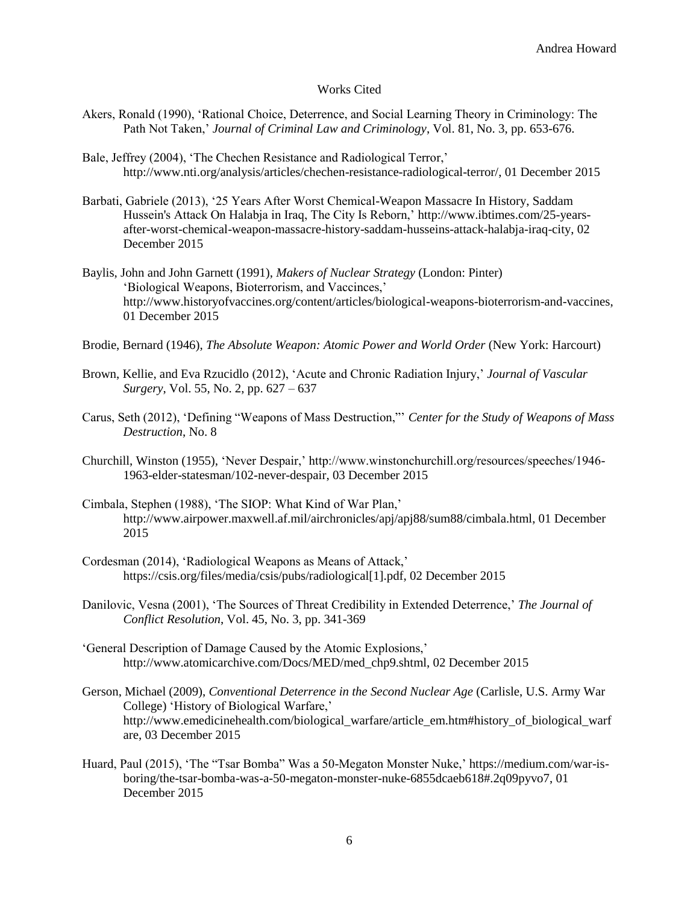# Works Cited

Akers, Ronald (1990), 'Rational Choice, Deterrence, and Social Learning Theory in Criminology: The Path Not Taken,' *Journal of Criminal Law and Criminology*, Vol. 81, No. 3, pp. 653-676.

Bale, Jeffrey (2004), 'The Chechen Resistance and Radiological Terror,' http://www.nti.org/analysis/articles/chechen-resistance-radiological-terror/, 01 December 2015

Barbati, Gabriele (2013), '25 Years After Worst Chemical-Weapon Massacre In History, Saddam Hussein's Attack On Halabja in Iraq, The City Is Reborn,' http://www.ibtimes.com/25-years-after-worst-chemical-weapon-massacre-history-saddam-husseins-attack-halabja-iraq-city, 02 December 2015

Baylis, John and John Garnett (1991), *Makers of Nuclear Strategy* (London: Pinter) 'Biological Weapons, Bioterrorism, and Vaccinces,' http://www.historyofvaccines.org/content/articles/biological-weapons-bioterrorism-and-vaccines, 01 December 2015

Brodie, Bernard (1946), *The Absolute Weapon: Atomic Power and World Order* (New York: Harcourt)

Brown, Kellie, and Eva Rzucidlo (2012), 'Acute and Chronic Radiation Injury,' *Journal of Vascular Surgery*, Vol. 55, No. 2, pp. 627 – 637

Carus, Seth (2012), 'Defining "Weapons of Mass Destruction,"' *Center for the Study of Weapons of Mass Destruction*, No. 8

Churchill, Winston (1955), 'Never Despair,' http://www.winstonchurchill.org/resources/speeches/1946-1963-elder-statesman/102-never-despair, 03 December 2015

Cimbala, Stephen (1988), 'The SIOP: What Kind of War Plan,' http://www.airpower.maxwell.af.mil/airchronicles/apj/apj88/sum88/cimbala.html, 01 December 2015

Cordesman (2014), 'Radiological Weapons as Means of Attack,' https://csis.org/files/media/csis/pubs/radiological[1].pdf, 02 December 2015

Danilovic, Vesna (2001), 'The Sources of Threat Credibility in Extended Deterrence,' *The Journal of Conflict Resolution*, Vol. 45, No. 3, pp. 341-369

'General Description of Damage Caused by the Atomic Explosions,' http://www.atomicarchive.com/Docs/MED/med_chp9.shtml, 02 December 2015

Gerson, Michael (2009), *Conventional Deterrence in the Second Nuclear Age* (Carlisle, U.S. Army War College) 'History of Biological Warfare,' http://www.emedicinehealth.com/biological_warfare/article_em.htm#history_of_biological_warfare, 03 December 2015

Huard, Paul (2015), 'The "Tsar Bomba" Was a 50-Megaton Monster Nuke,' https://medium.com/war-is-boring/the-tsar-bomba-was-a-50-megaton-monster-nuke-6855dcaeb618#.2q09pyvo7, 01 December 2015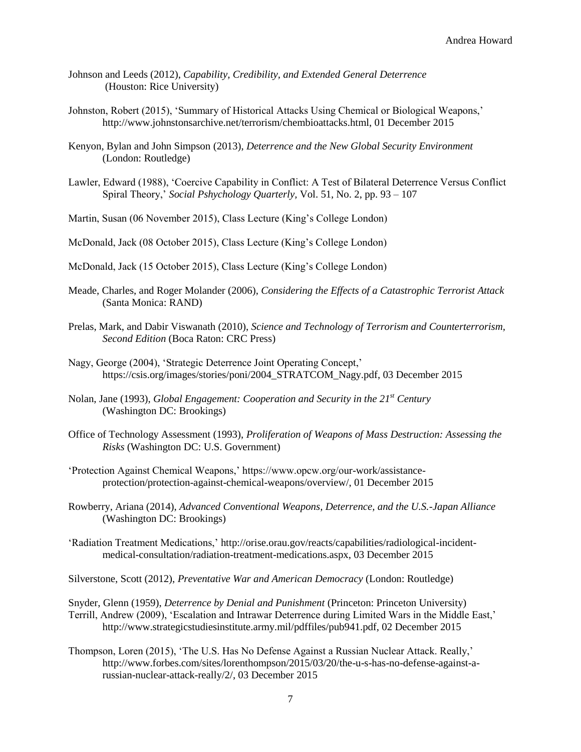Johnson and Leeds (2012), *Capability, Credibility, and Extended General Deterrence* (Houston: Rice University)

Johnston, Robert (2015), 'Summary of Historical Attacks Using Chemical or Biological Weapons,' http://www.johnstonsarchive.net/terrorism/chembioattacks.html, 01 December 2015

Kenyon, Bylan and John Simpson (2013), *Deterrence and the New Global Security Environment* (London: Routledge)

Lawler, Edward (1988), 'Coercive Capability in Conflict: A Test of Bilateral Deterrence Versus Conflict Spiral Theory,' *Social Pshychology Quarterly,* Vol. 51, No. 2, pp. 93 – 107

Martin, Susan (06 November 2015), Class Lecture (King's College London)

McDonald, Jack (08 October 2015), Class Lecture (King's College London)

McDonald, Jack (15 October 2015), Class Lecture (King's College London)

Meade, Charles, and Roger Molander (2006), *Considering the Effects of a Catastrophic Terrorist Attack* (Santa Monica: RAND)

Prelas, Mark, and Dabir Viswanath (2010), *Science and Technology of Terrorism and Counterterrorism, Second Edition* (Boca Raton: CRC Press)

Nagy, George (2004), 'Strategic Deterrence Joint Operating Concept,' https://csis.org/images/stories/poni/2004_STRATCOM_Nagy.pdf, 03 December 2015

Nolan, Jane (1993), *Global Engagement: Cooperation and Security in the 21st Century* (Washington DC: Brookings)

Office of Technology Assessment (1993), *Proliferation of Weapons of Mass Destruction: Assessing the Risks* (Washington DC: U.S. Government)

'Protection Against Chemical Weapons,' https://www.opcw.org/our-work/assistance-protection/protection-against-chemical-weapons/overview/, 01 December 2015

Rowberry, Ariana (2014), *Advanced Conventional Weapons, Deterrence, and the U.S.-Japan Alliance* (Washington DC: Brookings)

'Radiation Treatment Medications,' http://orise.orau.gov/reacts/capabilities/radiological-incident-medical-consultation/radiation-treatment-medications.aspx, 03 December 2015

Silverstone, Scott (2012), *Preventative War and American Democracy* (London: Routledge)

Snyder, Glenn (1959), *Deterrence by Denial and Punishment* (Princeton: Princeton University)

Terrill, Andrew (2009), 'Escalation and Intrawar Deterrence during Limited Wars in the Middle East,' http://www.strategicstudiesinstitute.army.mil/pdffiles/pub941.pdf, 02 December 2015

Thompson, Loren (2015), 'The U.S. Has No Defense Against a Russian Nuclear Attack. Really,' http://www.forbes.com/sites/lorenthompson/2015/03/20/the-u-s-has-no-defense-against-a-russian-nuclear-attack-really/2/, 03 December 2015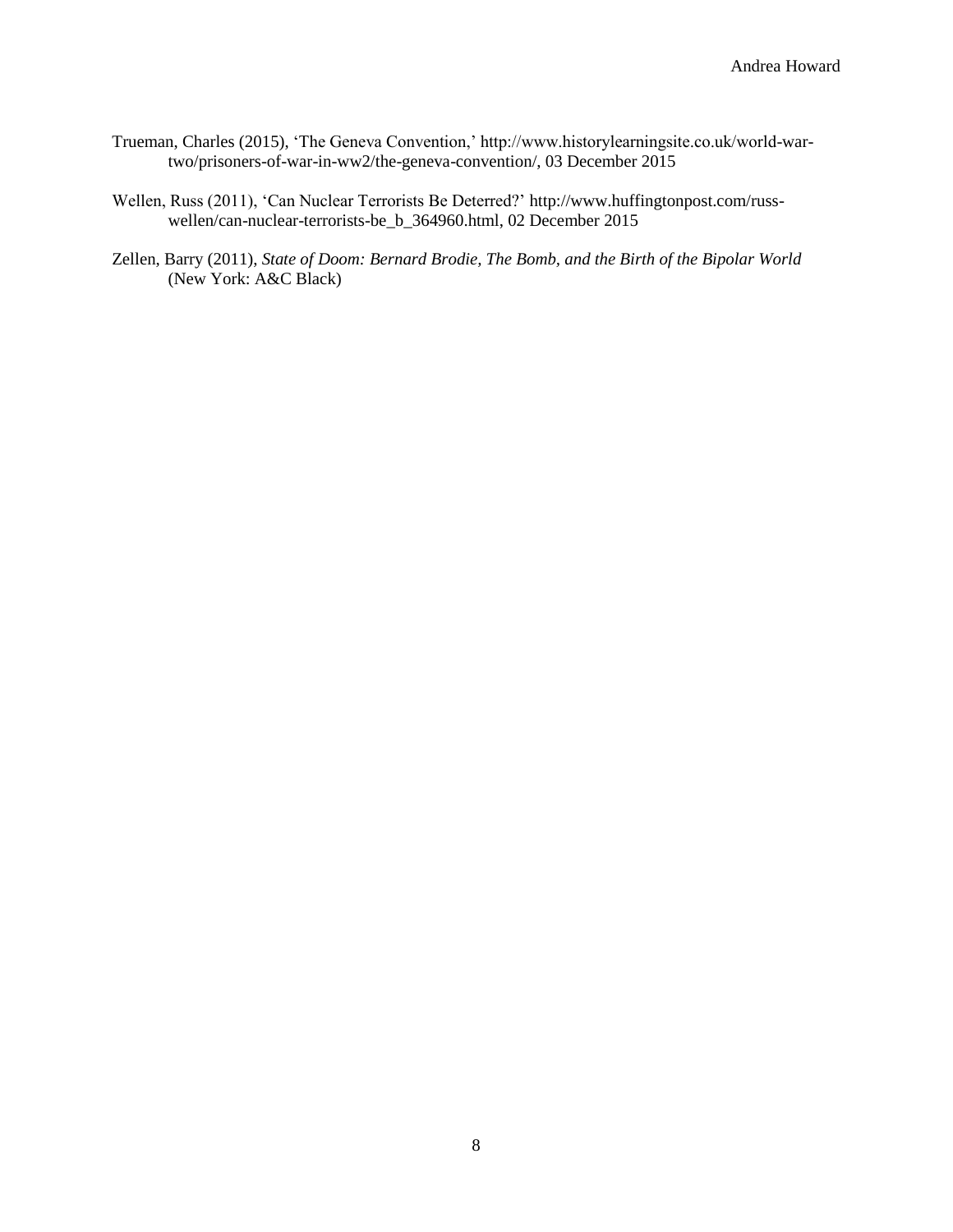Trueman, Charles (2015), 'The Geneva Convention,' http://www.historylearningsite.co.uk/world-war-two/prisoners-of-war-in-ww2/the-geneva-convention/, 03 December 2015

Wellen, Russ (2011), 'Can Nuclear Terrorists Be Deterred?' http://www.huffingtonpost.com/russ-wellen/can-nuclear-terrorists-be_b_364960.html, 02 December 2015

Zellen, Barry (2011), *State of Doom: Bernard Brodie, The Bomb, and the Birth of the Bipolar World* (New York: A&C Black)